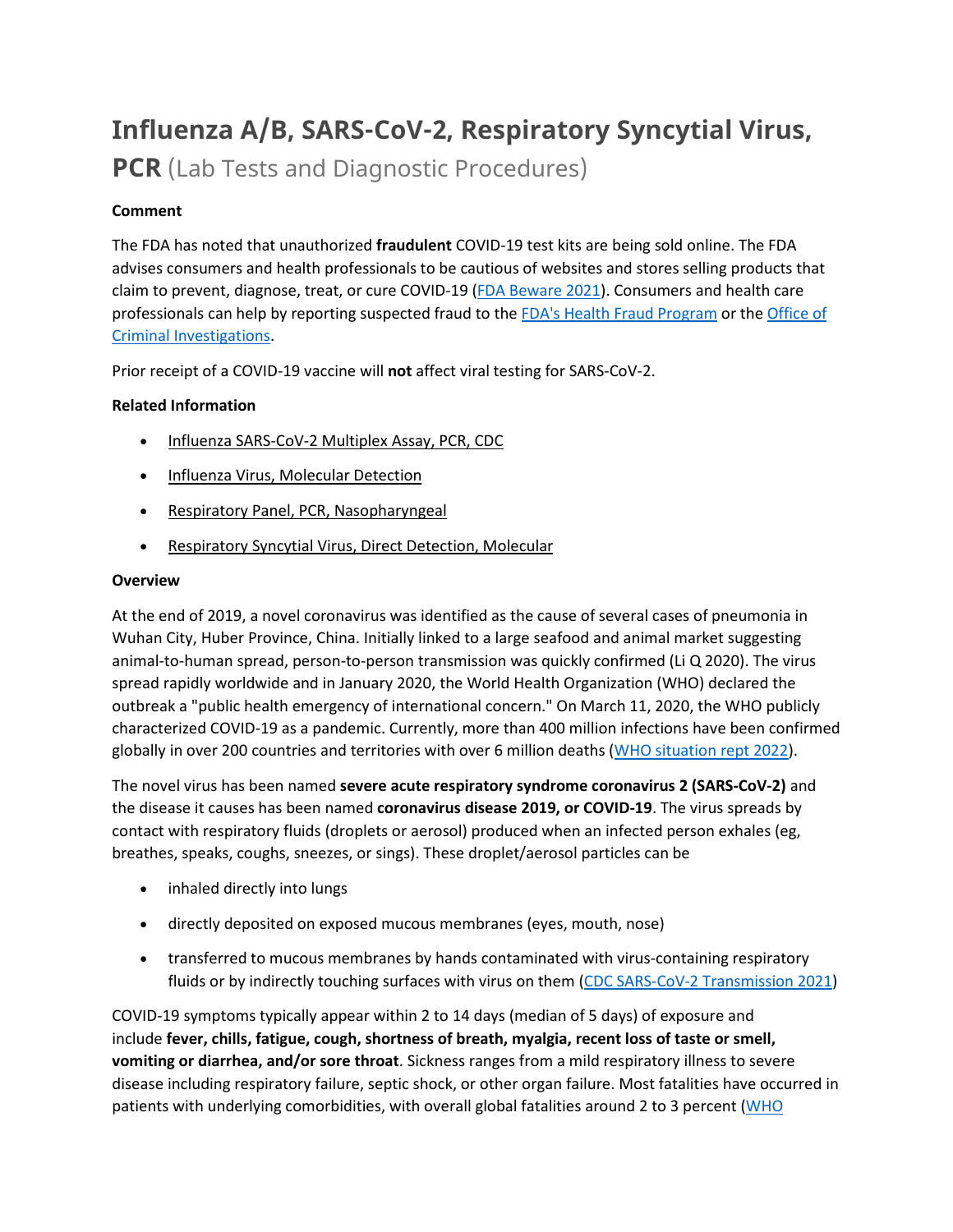# Influenza A/B, SARS-CoV-2, Respiratory Syncytial Virus, PCR (Lab Tests and Diagnostic Procedures)

**Comment**

The FDA has noted that unauthorized **fraudulent** COVID-19 test kits are being sold online. The FDA advises consumers and health professionals to be cautious of websites and stores selling products that claim to prevent, diagnose, treat, or cure COVID-19 (FDA Beware 2021). Consumers and health care professionals can help by reporting suspected fraud to the FDA's Health Fraud Program or the Office of Criminal Investigations.

Prior receipt of a COVID-19 vaccine will **not** affect viral testing for SARS-CoV-2.

**Related Information**

- Influenza SARS-CoV-2 Multiplex Assay, PCR, CDC
- Influenza Virus, Molecular Detection
- Respiratory Panel, PCR, Nasopharyngeal
- Respiratory Syncytial Virus, Direct Detection, Molecular

**Overview**

At the end of 2019, a novel coronavirus was identified as the cause of several cases of pneumonia in Wuhan City, Huber Province, China. Initially linked to a large seafood and animal market suggesting animal-to-human spread, person-to-person transmission was quickly confirmed (Li Q 2020). The virus spread rapidly worldwide and in January 2020, the World Health Organization (WHO) declared the outbreak a "public health emergency of international concern." On March 11, 2020, the WHO publicly characterized COVID-19 as a pandemic. Currently, more than 400 million infections have been confirmed globally in over 200 countries and territories with over 6 million deaths (WHO situation rept 2022).

The novel virus has been named **severe acute respiratory syndrome coronavirus 2 (SARS-CoV-2)** and the disease it causes has been named **coronavirus disease 2019, or COVID-19**. The virus spreads by contact with respiratory fluids (droplets or aerosol) produced when an infected person exhales (eg, breathes, speaks, coughs, sneezes, or sings). These droplet/aerosol particles can be

- inhaled directly into lungs
- directly deposited on exposed mucous membranes (eyes, mouth, nose)
- transferred to mucous membranes by hands contaminated with virus-containing respiratory fluids or by indirectly touching surfaces with virus on them (CDC SARS-CoV-2 Transmission 2021)

COVID-19 symptoms typically appear within 2 to 14 days (median of 5 days) of exposure and include **fever, chills, fatigue, cough, shortness of breath, myalgia, recent loss of taste or smell, vomiting or diarrhea, and/or sore throat**. Sickness ranges from a mild respiratory illness to severe disease including respiratory failure, septic shock, or other organ failure. Most fatalities have occurred in patients with underlying comorbidities, with overall global fatalities around 2 to 3 percent (WHO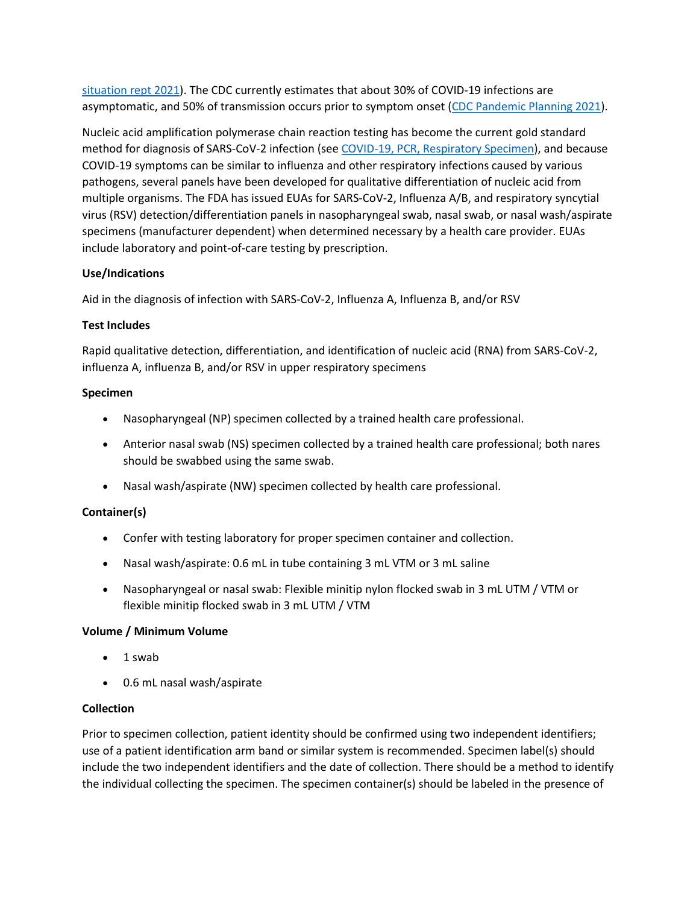situation rept 2021). The CDC currently estimates that about 30% of COVID-19 infections are asymptomatic, and 50% of transmission occurs prior to symptom onset (CDC Pandemic Planning 2021).

Nucleic acid amplification polymerase chain reaction testing has become the current gold standard method for diagnosis of SARS-CoV-2 infection (see COVID-19, PCR, Respiratory Specimen), and because COVID-19 symptoms can be similar to influenza and other respiratory infections caused by various pathogens, several panels have been developed for qualitative differentiation of nucleic acid from multiple organisms. The FDA has issued EUAs for SARS-CoV-2, Influenza A/B, and respiratory syncytial virus (RSV) detection/differentiation panels in nasopharyngeal swab, nasal swab, or nasal wash/aspirate specimens (manufacturer dependent) when determined necessary by a health care provider. EUAs include laboratory and point-of-care testing by prescription.

**Use/Indications**

Aid in the diagnosis of infection with SARS-CoV-2, Influenza A, Influenza B, and/or RSV

**Test Includes**

Rapid qualitative detection, differentiation, and identification of nucleic acid (RNA) from SARS-CoV-2, influenza A, influenza B, and/or RSV in upper respiratory specimens

**Specimen**

- Nasopharyngeal (NP) specimen collected by a trained health care professional.
- Anterior nasal swab (NS) specimen collected by a trained health care professional; both nares should be swabbed using the same swab.
- Nasal wash/aspirate (NW) specimen collected by health care professional.

**Container(s)**

- Confer with testing laboratory for proper specimen container and collection.
- Nasal wash/aspirate: 0.6 mL in tube containing 3 mL VTM or 3 mL saline
- Nasopharyngeal or nasal swab: Flexible minitip nylon flocked swab in 3 mL UTM / VTM or flexible minitip flocked swab in 3 mL UTM / VTM

**Volume / Minimum Volume**

- 1 swab
- 0.6 mL nasal wash/aspirate

**Collection**

Prior to specimen collection, patient identity should be confirmed using two independent identifiers; use of a patient identification arm band or similar system is recommended. Specimen label(s) should include the two independent identifiers and the date of collection. There should be a method to identify the individual collecting the specimen. The specimen container(s) should be labeled in the presence of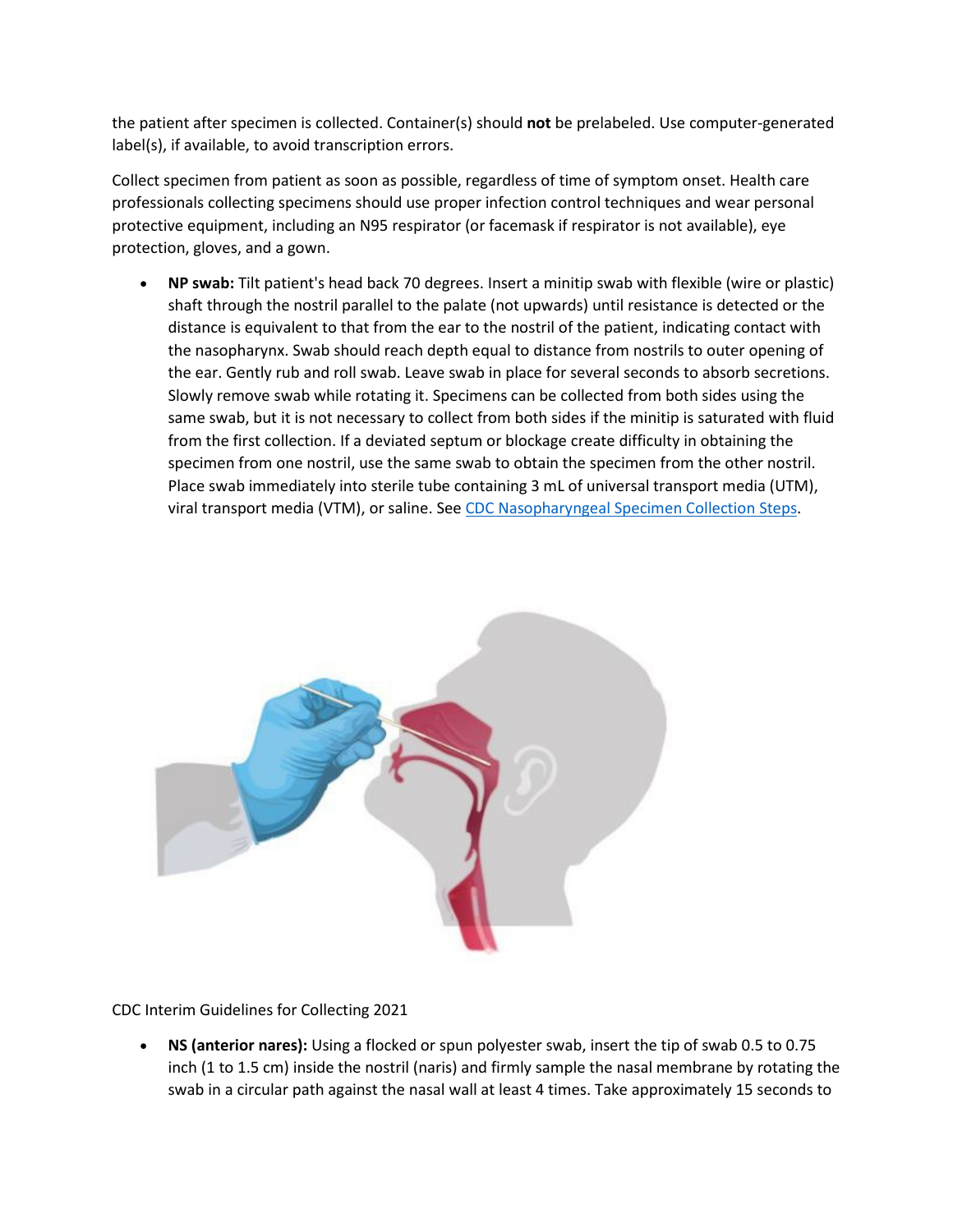the patient after specimen is collected. Container(s) should **not** be prelabeled. Use computer-generated label(s), if available, to avoid transcription errors.

Collect specimen from patient as soon as possible, regardless of time of symptom onset. Health care professionals collecting specimens should use proper infection control techniques and wear personal protective equipment, including an N95 respirator (or facemask if respirator is not available), eye protection, gloves, and a gown.

- **NP swab:** Tilt patient's head back 70 degrees. Insert a minitip swab with flexible (wire or plastic) shaft through the nostril parallel to the palate (not upwards) until resistance is detected or the distance is equivalent to that from the ear to the nostril of the patient, indicating contact with the nasopharynx. Swab should reach depth equal to distance from nostrils to outer opening of the ear. Gently rub and roll swab. Leave swab in place for several seconds to absorb secretions. Slowly remove swab while rotating it. Specimens can be collected from both sides using the same swab, but it is not necessary to collect from both sides if the minitip is saturated with fluid from the first collection. If a deviated septum or blockage create difficulty in obtaining the specimen from one nostril, use the same swab to obtain the specimen from the other nostril. Place swab immediately into sterile tube containing 3 mL of universal transport media (UTM), viral transport media (VTM), or saline. See [CDC Nasopharyngeal Specimen Collection Steps](#).

CDC Interim Guidelines for Collecting 2021

- **NS (anterior nares):** Using a flocked or spun polyester swab, insert the tip of swab 0.5 to 0.75 inch (1 to 1.5 cm) inside the nostril (naris) and firmly sample the nasal membrane by rotating the swab in a circular path against the nasal wall at least 4 times. Take approximately 15 seconds to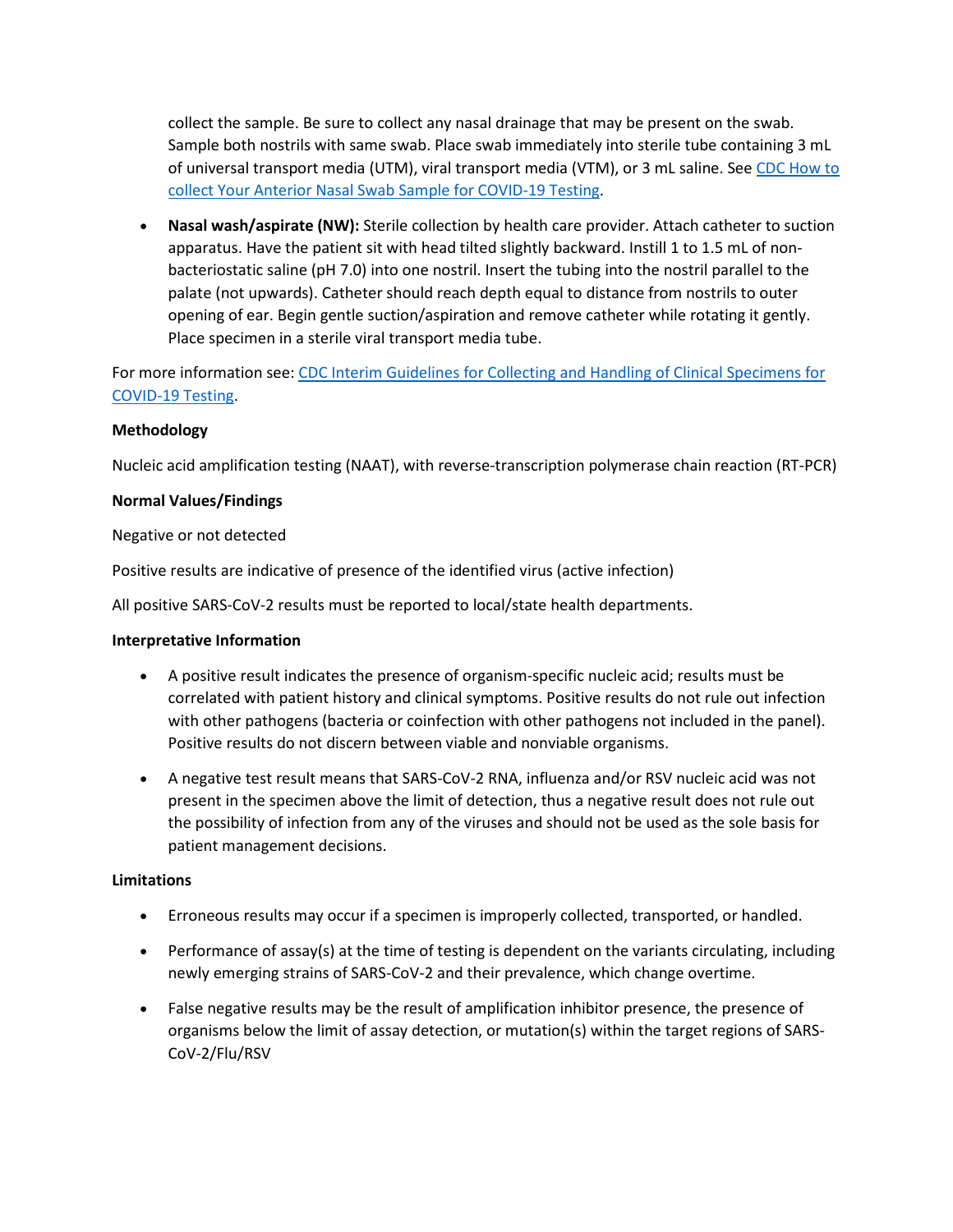collect the sample. Be sure to collect any nasal drainage that may be present on the swab. Sample both nostrils with same swab. Place swab immediately into sterile tube containing 3 mL of universal transport media (UTM), viral transport media (VTM), or 3 mL saline. See [CDC How to collect Your Anterior Nasal Swab Sample for COVID-19 Testing](#).

- **Nasal wash/aspirate (NW):** Sterile collection by health care provider. Attach catheter to suction apparatus. Have the patient sit with head tilted slightly backward. Instill 1 to 1.5 mL of non-bacteriostatic saline (pH 7.0) into one nostril. Insert the tubing into the nostril parallel to the palate (not upwards). Catheter should reach depth equal to distance from nostrils to outer opening of ear. Begin gentle suction/aspiration and remove catheter while rotating it gently. Place specimen in a sterile viral transport media tube.

For more information see: [CDC Interim Guidelines for Collecting and Handling of Clinical Specimens for COVID-19 Testing](#).

**Methodology**

Nucleic acid amplification testing (NAAT), with reverse-transcription polymerase chain reaction (RT-PCR)

**Normal Values/Findings**

Negative or not detected

Positive results are indicative of presence of the identified virus (active infection)

All positive SARS-CoV-2 results must be reported to local/state health departments.

**Interpretative Information**

- A positive result indicates the presence of organism-specific nucleic acid; results must be correlated with patient history and clinical symptoms. Positive results do not rule out infection with other pathogens (bacteria or coinfection with other pathogens not included in the panel). Positive results do not discern between viable and nonviable organisms.
- A negative test result means that SARS-CoV-2 RNA, influenza and/or RSV nucleic acid was not present in the specimen above the limit of detection, thus a negative result does not rule out the possibility of infection from any of the viruses and should not be used as the sole basis for patient management decisions.

**Limitations**

- Erroneous results may occur if a specimen is improperly collected, transported, or handled.
- Performance of assay(s) at the time of testing is dependent on the variants circulating, including newly emerging strains of SARS-CoV-2 and their prevalence, which change overtime.
- False negative results may be the result of amplification inhibitor presence, the presence of organisms below the limit of assay detection, or mutation(s) within the target regions of SARS-CoV-2/Flu/RSV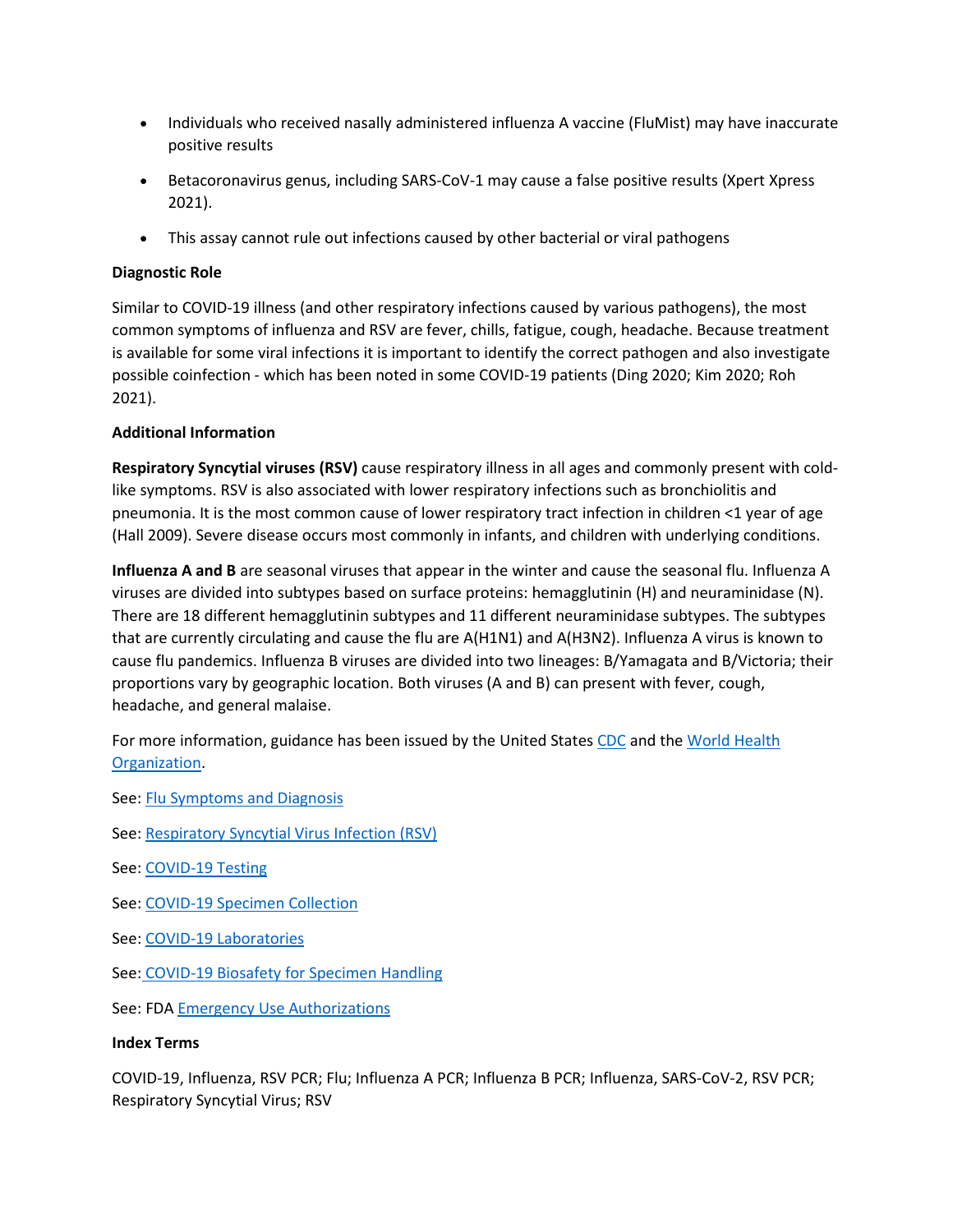- Individuals who received nasally administered influenza A vaccine (FluMist) may have inaccurate positive results
- Betacoronavirus genus, including SARS-CoV-1 may cause a false positive results (Xpert Xpress 2021).
- This assay cannot rule out infections caused by other bacterial or viral pathogens

**Diagnostic Role**

Similar to COVID-19 illness (and other respiratory infections caused by various pathogens), the most common symptoms of influenza and RSV are fever, chills, fatigue, cough, headache. Because treatment is available for some viral infections it is important to identify the correct pathogen and also investigate possible coinfection - which has been noted in some COVID-19 patients (Ding 2020; Kim 2020; Roh 2021).

**Additional Information**

**Respiratory Syncytial viruses (RSV)** cause respiratory illness in all ages and commonly present with cold-like symptoms. RSV is also associated with lower respiratory infections such as bronchiolitis and pneumonia. It is the most common cause of lower respiratory tract infection in children <1 year of age (Hall 2009). Severe disease occurs most commonly in infants, and children with underlying conditions.

**Influenza A and B** are seasonal viruses that appear in the winter and cause the seasonal flu. Influenza A viruses are divided into subtypes based on surface proteins: hemagglutinin (H) and neuraminidase (N). There are 18 different hemagglutinin subtypes and 11 different neuraminidase subtypes. The subtypes that are currently circulating and cause the flu are A(H1N1) and A(H3N2). Influenza A virus is known to cause flu pandemics. Influenza B viruses are divided into two lineages: B/Yamagata and B/Victoria; their proportions vary by geographic location. Both viruses (A and B) can present with fever, cough, headache, and general malaise.

For more information, guidance has been issued by the United States CDC and the World Health Organization.

See: Flu Symptoms and Diagnosis

See: Respiratory Syncytial Virus Infection (RSV)

See: COVID-19 Testing

See: COVID-19 Specimen Collection

See: COVID-19 Laboratories

See: COVID-19 Biosafety for Specimen Handling

See: FDA Emergency Use Authorizations

**Index Terms**

COVID-19, Influenza, RSV PCR; Flu; Influenza A PCR; Influenza B PCR; Influenza, SARS-CoV-2, RSV PCR; Respiratory Syncytial Virus; RSV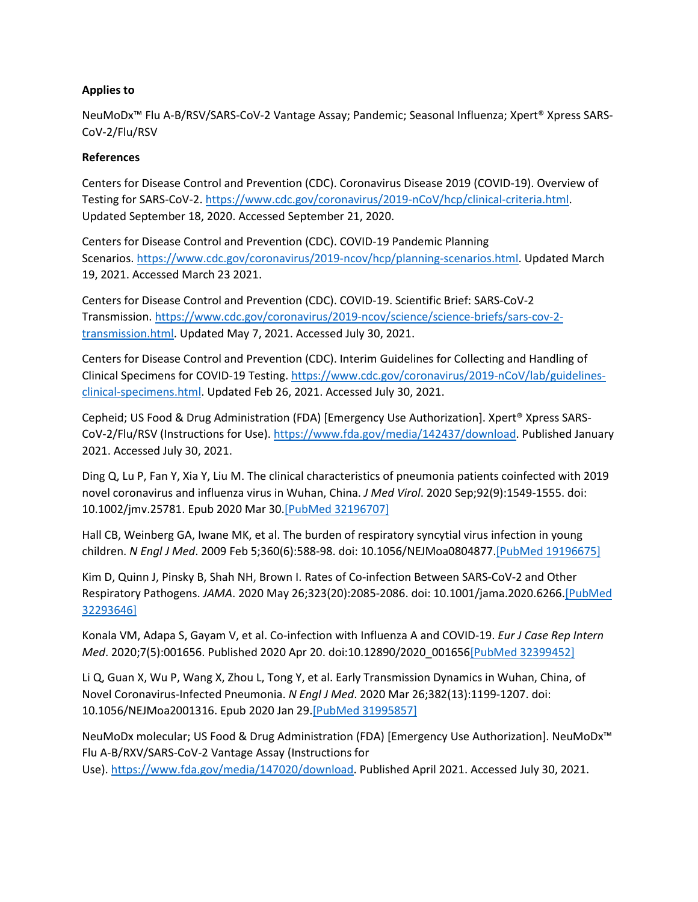**Applies to**

NeuMoDx™ Flu A-B/RSV/SARS-CoV-2 Vantage Assay; Pandemic; Seasonal Influenza; Xpert® Xpress SARS-CoV-2/Flu/RSV

**References**

Centers for Disease Control and Prevention (CDC). Coronavirus Disease 2019 (COVID-19). Overview of Testing for SARS-CoV-2. [https://www.cdc.gov/coronavirus/2019-nCoV/hcp/clinical-criteria.html](https://www.cdc.gov/coronavirus/2019-nCoV/hcp/clinical-criteria.html). Updated September 18, 2020. Accessed September 21, 2020.

Centers for Disease Control and Prevention (CDC). COVID-19 Pandemic Planning Scenarios. [https://www.cdc.gov/coronavirus/2019-ncov/hcp/planning-scenarios.html](https://www.cdc.gov/coronavirus/2019-ncov/hcp/planning-scenarios.html). Updated March 19, 2021. Accessed March 23 2021.

Centers for Disease Control and Prevention (CDC). COVID-19. Scientific Brief: SARS-CoV-2 Transmission. [https://www.cdc.gov/coronavirus/2019-ncov/science/science-briefs/sars-cov-2-transmission.html](https://www.cdc.gov/coronavirus/2019-ncov/science/science-briefs/sars-cov-2-transmission.html). Updated May 7, 2021. Accessed July 30, 2021.

Centers for Disease Control and Prevention (CDC). Interim Guidelines for Collecting and Handling of Clinical Specimens for COVID-19 Testing. [https://www.cdc.gov/coronavirus/2019-nCoV/lab/guidelines-clinical-specimens.html](https://www.cdc.gov/coronavirus/2019-nCoV/lab/guidelines-clinical-specimens.html). Updated Feb 26, 2021. Accessed July 30, 2021.

Cepheid; US Food & Drug Administration (FDA) [Emergency Use Authorization]. Xpert® Xpress SARS-CoV-2/Flu/RSV (Instructions for Use). [https://www.fda.gov/media/142437/download](https://www.fda.gov/media/142437/download). Published January 2021. Accessed July 30, 2021.

Ding Q, Lu P, Fan Y, Xia Y, Liu M. The clinical characteristics of pneumonia patients coinfected with 2019 novel coronavirus and influenza virus in Wuhan, China. *J Med Virol*. 2020 Sep;92(9):1549-1555. doi: 10.1002/jmv.25781. Epub 2020 Mar 30.[PubMed 32196707]

Hall CB, Weinberg GA, Iwane MK, et al. The burden of respiratory syncytial virus infection in young children. *N Engl J Med*. 2009 Feb 5;360(6):588-98. doi: 10.1056/NEJMoa0804877.[PubMed 19196675]

Kim D, Quinn J, Pinsky B, Shah NH, Brown I. Rates of Co-infection Between SARS-CoV-2 and Other Respiratory Pathogens. *JAMA*. 2020 May 26;323(20):2085-2086. doi: 10.1001/jama.2020.6266.[PubMed 32293646]

Konala VM, Adapa S, Gayam V, et al. Co-infection with Influenza A and COVID-19. *Eur J Case Rep Intern Med*. 2020;7(5):001656. Published 2020 Apr 20. doi:10.12890/2020_001656[PubMed 32399452]

Li Q, Guan X, Wu P, Wang X, Zhou L, Tong Y, et al. Early Transmission Dynamics in Wuhan, China, of Novel Coronavirus-Infected Pneumonia. *N Engl J Med*. 2020 Mar 26;382(13):1199-1207. doi: 10.1056/NEJMoa2001316. Epub 2020 Jan 29.[PubMed 31995857]

NeuMoDx molecular; US Food & Drug Administration (FDA) [Emergency Use Authorization]. NeuMoDx™ Flu A-B/RXV/SARS-CoV-2 Vantage Assay (Instructions for Use). [https://www.fda.gov/media/147020/download](https://www.fda.gov/media/147020/download). Published April 2021. Accessed July 30, 2021.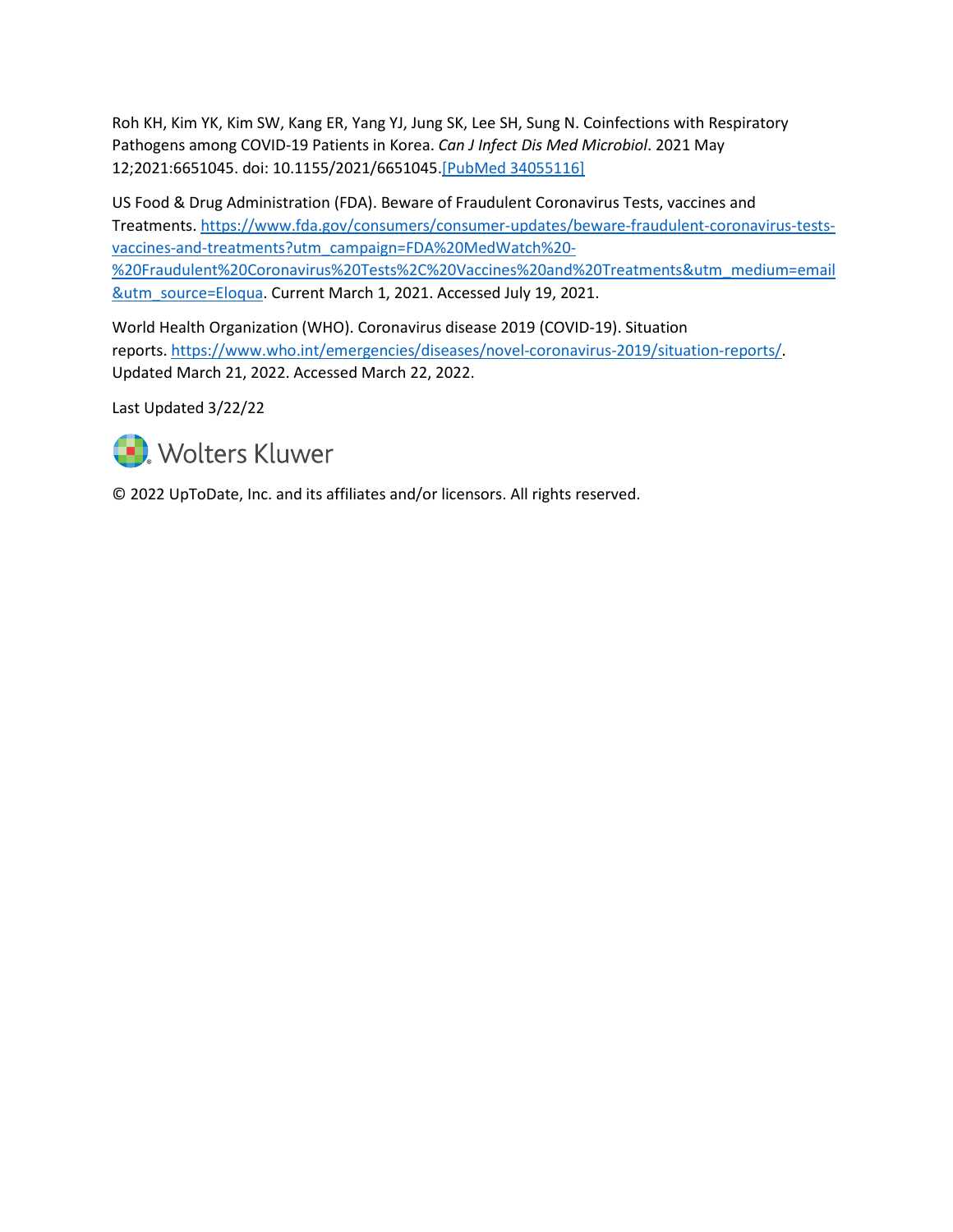Roh KH, Kim YK, Kim SW, Kang ER, Yang YJ, Jung SK, Lee SH, Sung N. Coinfections with Respiratory Pathogens among COVID-19 Patients in Korea. *Can J Infect Dis Med Microbiol*. 2021 May 12;2021:6651045. doi: 10.1155/2021/6651045.[PubMed 34055116]

US Food & Drug Administration (FDA). Beware of Fraudulent Coronavirus Tests, vaccines and Treatments. https://www.fda.gov/consumers/consumer-updates/beware-fraudulent-coronavirus-tests-vaccines-and-treatments?utm_campaign=FDA%20MedWatch%20-%20Fraudulent%20Coronavirus%20Tests%2C%20Vaccines%20and%20Treatments&utm_medium=email&utm_source=Eloqua. Current March 1, 2021. Accessed July 19, 2021.

World Health Organization (WHO). Coronavirus disease 2019 (COVID-19). Situation reports. https://www.who.int/emergencies/diseases/novel-coronavirus-2019/situation-reports/. Updated March 21, 2022. Accessed March 22, 2022.

Last Updated 3/22/22

Wolters Kluwer

© 2022 UpToDate, Inc. and its affiliates and/or licensors. All rights reserved.